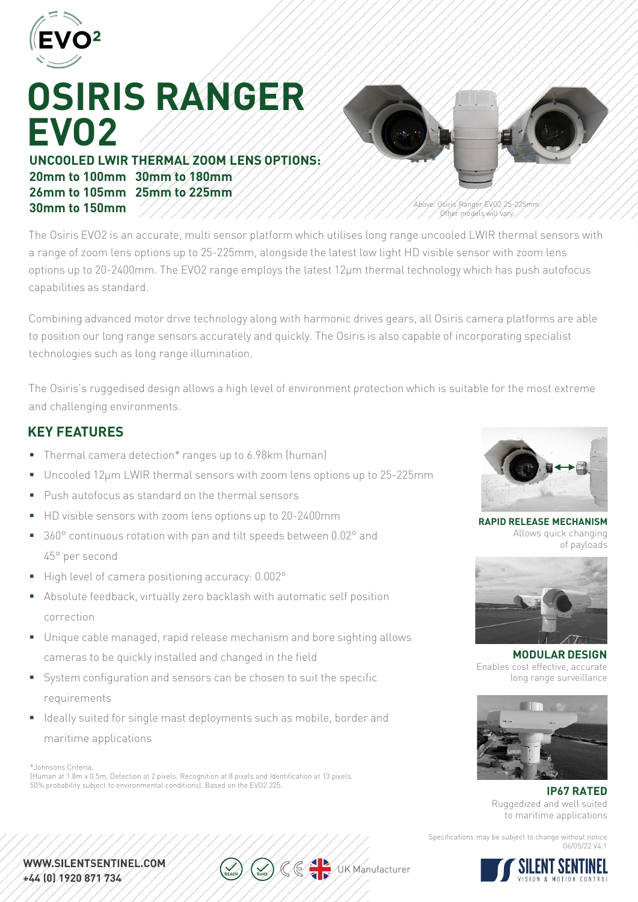EVO²

# OSIRIS RANGER EVO2

**UNCOOLED LWIR THERMAL ZOOM LENS OPTIONS:**

**20mm to 100mm 30mm to 180mm**
**26mm to 105mm 25mm to 225mm**
**30mm to 150mm**

Above: Osiris Ranger EVO2 25-225mm. Other models will vary.

The Osiris EVO2 is an accurate, multi sensor platform which utilises long range uncooled LWIR thermal sensors with a range of zoom lens options up to 25-225mm, alongside the latest low light HD visible sensor with zoom lens options up to 20-2400mm. The EVO2 range employs the latest 12μm thermal technology which has push autofocus capabilities as standard.

Combining advanced motor drive technology along with harmonic drives gears, all Osiris camera platforms are able to position our long range sensors accurately and quickly. The Osiris is also capable of incorporating specialist technologies such as long range illumination.

The Osiris's ruggedised design allows a high level of environment protection which is suitable for the most extreme and challenging environments.

## KEY FEATURES

- Thermal camera detection* ranges up to 6.98km (human)
- Uncooled 12μm LWIR thermal sensors with zoom lens options up to 25-225mm
- Push autofocus as standard on the thermal sensors
- HD visible sensors with zoom lens options up to 20-2400mm
- 360° continuous rotation with pan and tilt speeds between 0.02° and 45° per second
- High level of camera positioning accuracy: 0.002°
- Absolute feedback, virtually zero backlash with automatic self position correction
- Unique cable managed, rapid release mechanism and bore sighting allows cameras to be quickly installed and changed in the field
- System configuration and sensors can be chosen to suit the specific requirements
- Ideally suited for single mast deployments such as mobile, border and maritime applications

*Johnsons Criteria,
(Human at 1.8m x 0.5m, Detection at 2 pixels, Recognition at 8 pixels and Identification at 13 pixels. 50% probability subject to environmental conditions). Based on the EVO2 225.

**RAPID RELEASE MECHANISM**
Allows quick changing of payloads

**MODULAR DESIGN**
Enables cost effective, accurate long range surveillance

**IP67 RATED**
Ruggedized and well suited to maritime applications

Specifications may be subject to change without notice
06/05/22 V4.1

**WWW.SILENTSENTINEL.COM**
**+44 (0) 1920 871 734**

REACH RoHS CE UK Manufacturer

SILENT SENTINEL VISION & MOTION CONTROL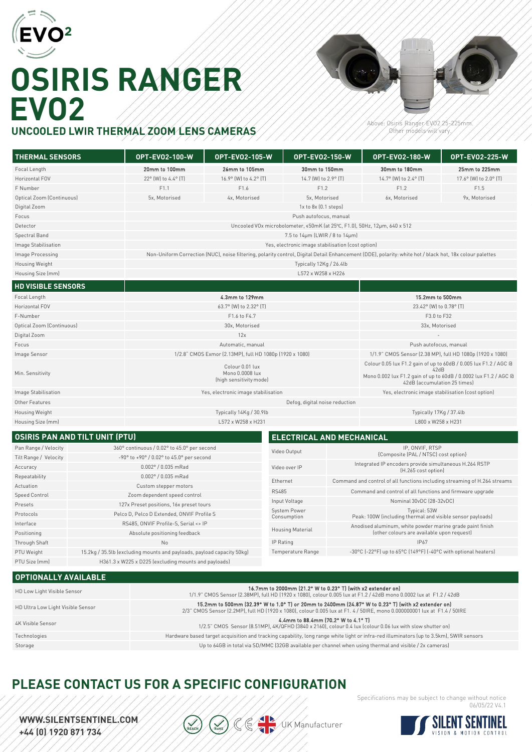EVO²

# OSIRIS RANGER EVO2

## UNCOOLED LWIR THERMAL ZOOM LENS CAMERAS

Above: Osiris Ranger EVO2 25-225mm. Other models will vary.

| THERMAL SENSORS | OPT-EVO2-100-W | OPT-EVO2-105-W | OPT-EVO2-150-W | OPT-EVO2-180-W | OPT-EVO2-225-W |
|---|---|---|---|---|---|
| Focal Length | 20mm to 100mm | 26mm to 105mm | 30mm to 150mm | 30mm to 180mm | 25mm to 225mm |
| Horizontal FOV | 22° (W) to 4.4° (T) | 16.9° (W) to 4.2° (T) | 14.7 (W) to 2.9° (T) | 14.7° (W) to 2.4° (T) | 17.6° (W) to 2.0° (T) |
| F Number | F1.1 | F1.6 | F1.2 | F1.2 | F1.5 |
| Optical Zoom (Continuous) | 5x, Motorised | 4x, Motorised | 5x, Motorised | 6x, Motorised | 9x, Motorised |
| Digital Zoom | 1x to 8x (0.1 steps) | | | | |
| Focus | Push autofocus, manual | | | | |
| Detector | Uncooled VOx microbolometer, ≤50mK (at 25°C, F1.0), 50Hz, 12μm, 640 x 512 | | | | |
| Spectral Band | 7.5 to 14μm (LWIR / 8 to 14μm) | | | | |
| Image Stabilisation | Yes, electronic image stabilisation (cost option) | | | | |
| Image Processing | Non-Uniform Correction (NUC), noise filtering, polarity control, Digital Detail Enhancement (DDE), polarity: white hot / black hot, 18x colour palettes | | | | |
| Housing Weight | Typically 12Kg / 26.4lb | | | | |
| Housing Size (mm) | L572 x W258 x H226 | | | | |

| HD VISIBLE SENSORS | | |
|---|---|---|
| Focal Length | 4.3mm to 129mm | 15.2mm to 500mm |
| Horizontal FOV | 63.7° (W) to 2.32° (T) | 23.42° (W) to 0.78° (T) |
| F-Number | F1.6 to F4.7 | F3.0 to F32 |
| Optical Zoom (Continuous) | 30x, Motorised | 33x, Motorised |
| Digital Zoom | 12x | - |
| Focus | Automatic, manual | Push autofocus, manual |
| Image Sensor | 1/2.8" CMOS Exmor (2.13MP), full HD 1080p (1920 x 1080) | 1/1.9" CMOS Sensor (2.38 MP), full HD 1080p (1920 x 1080) |
| Min. Sensitivity | Colour 0.01 lux<br>Mono 0.0008 lux<br>(high sensitivity mode) | Colour 0.05 lux F1.2 gain of up to 60dB / 0.005 lux F1.2 / AGC @ 42dB<br>Mono 0.002 lux F1.2 gain of up to 60dB / 0.0002 lux F1.2 / AGC @ 42dB (accumulation 25 times) |
| Image Stabilisation | Yes, electronic image stabilisation | Yes, electronic image stabilisation (cost option) |
| Other Features | Defog, digital noise reduction | |
| Housing Weight | Typically 14Kg / 30.9lb | Typically 17Kg / 37.4lb |
| Housing Size (mm) | L572 x W258 x H231 | L800 x W258 x H231 |

| OSIRIS PAN AND TILT UNIT (PTU) | |
|---|---|
| Pan Range / Velocity | 360° continuous / 0.02° to 45.0° per second |
| Tilt Range / Velocity | -90° to +90° / 0.02° to 45.0° per second |
| Accuracy | 0.002° / 0.035 mRad |
| Repeatability | 0.002° / 0.035 mRad |
| Actuation | Custom stepper motors |
| Speed Control | Zoom dependent speed control |
| Presets | 127x Preset positions, 16x preset tours |
| Protocols | Pelco D, Pelco D Extended, ONVIF Profile S |
| Interface | RS485, ONVIF Profile-S, Serial <> IP |
| Positioning | Absolute positioning feedback |
| Through Shaft | No |
| PTU Weight | 15.2kg / 35.5lb (excluding mounts and payloads, payload capacity 50kg) |
| PTU Size (mm) | H361.3 x W225 x D225 (excluding mounts and payloads) |

| ELECTRICAL AND MECHANICAL | |
|---|---|
| Video Output | IP, ONVIF, RTSP<br>(Composite (PAL / NTSC) cost option) |
| Video over IP | Integrated IP encoders provide simultaneous H.264 RSTP<br>(H.265 cost option) |
| Ethernet | Command and control of all functions including streaming of H.264 streams |
| RS485 | Command and control of all functions and firmware upgrade |
| Input Voltage | Nominal 30vDC (28-32vDC) |
| System Power Consumption | Typical: 53W<br>Peak: 100W (including thermal and visible sensor payloads) |
| Housing Material | Anodised aluminum, white powder marine grade paint finish<br>(other colours are available upon request) |
| IP Rating | IP67 |
| Temperature Range | -30°C (-22°F) up to 65°C (149°F) (-40°C with optional heaters) |

| OPTIONALLY AVAILABLE | |
|---|---|
| HD Low Light Visible Sensor | **16.7mm to 2000mm (21.2° W to 0.23° T) (with x2 extender on)**<br>1/1.9" CMOS Sensor (2.38MP), full HD (1920 x 1080), colour 0.005 lux at F1.2 / 42dB mono 0.0002 lux at F1.2 / 42dB |
| HD Ultra Low Light Visible Sensor | **15.2mm to 500mm (32.39° W to 1.0° T) or 20mm to 2400mm (24.87° W to 0.23° T) (with x2 extender on)**<br>2/3" CMOS Sensor (2.2MP), full HD (1920 x 1080), colour 0.005 lux at F1. 4 / 50IRE, mono 0.000000001 lux at F1.4 / 50IRE |
| 4K Visible Sensor | **4.4mm to 88.4mm (70.2° W to 4.1° T)**<br>1/2.5" CMOS Sensor (8.51MP), 4K/QFHD (3840 x 2160), colour 0.4 lux (colour 0.06 lux with slow shutter on) |
| Technologies | Hardware based target acquisition and tracking capability, long range white light or infra-red illuminators (up to 3.5km), SWIR sensors |
| Storage | Up to 64GB in total via SD/MMC (32GB available per channel when using thermal and visible / 2x cameras) |

## PLEASE CONTACT US FOR A SPECIFIC CONFIGURATION

Specifications may be subject to change without notice
06/05/22 V4.1

**WWW.SILENTSENTINEL.COM**
**+44 (0) 1920 871 734**

REACH RoHS CE UK Manufacturer

SILENT SENTINEL
VISION & MOTION CONTROL